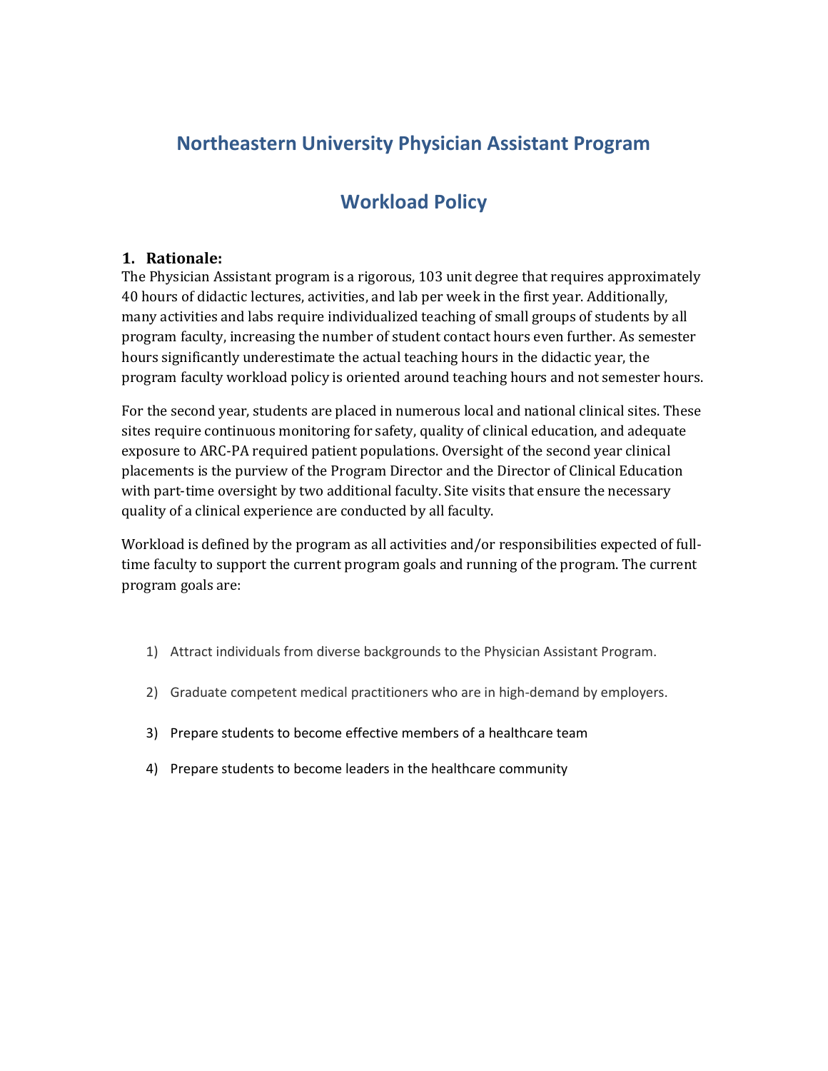# Northeastern University Physician Assistant Program

# Workload Policy

## 1. Rationale:

The Physician Assistant program is a rigorous, 103 unit degree that requires approximately 40 hours of didactic lectures, activities, and lab per week in the first year. Additionally, many activities and labs require individualized teaching of small groups of students by all program faculty, increasing the number of student contact hours even further. As semester hours significantly underestimate the actual teaching hours in the didactic year, the program faculty workload policy is oriented around teaching hours and not semester hours.

For the second year, students are placed in numerous local and national clinical sites. These sites require continuous monitoring for safety, quality of clinical education, and adequate exposure to ARC-PA required patient populations. Oversight of the second year clinical placements is the purview of the Program Director and the Director of Clinical Education with part-time oversight by two additional faculty. Site visits that ensure the necessary quality of a clinical experience are conducted by all faculty.

Workload is defined by the program as all activities and/or responsibilities expected of full-time faculty to support the current program goals and running of the program. The current program goals are:

1) Attract individuals from diverse backgrounds to the Physician Assistant Program.
2) Graduate competent medical practitioners who are in high-demand by employers.
3) Prepare students to become effective members of a healthcare team
4) Prepare students to become leaders in the healthcare community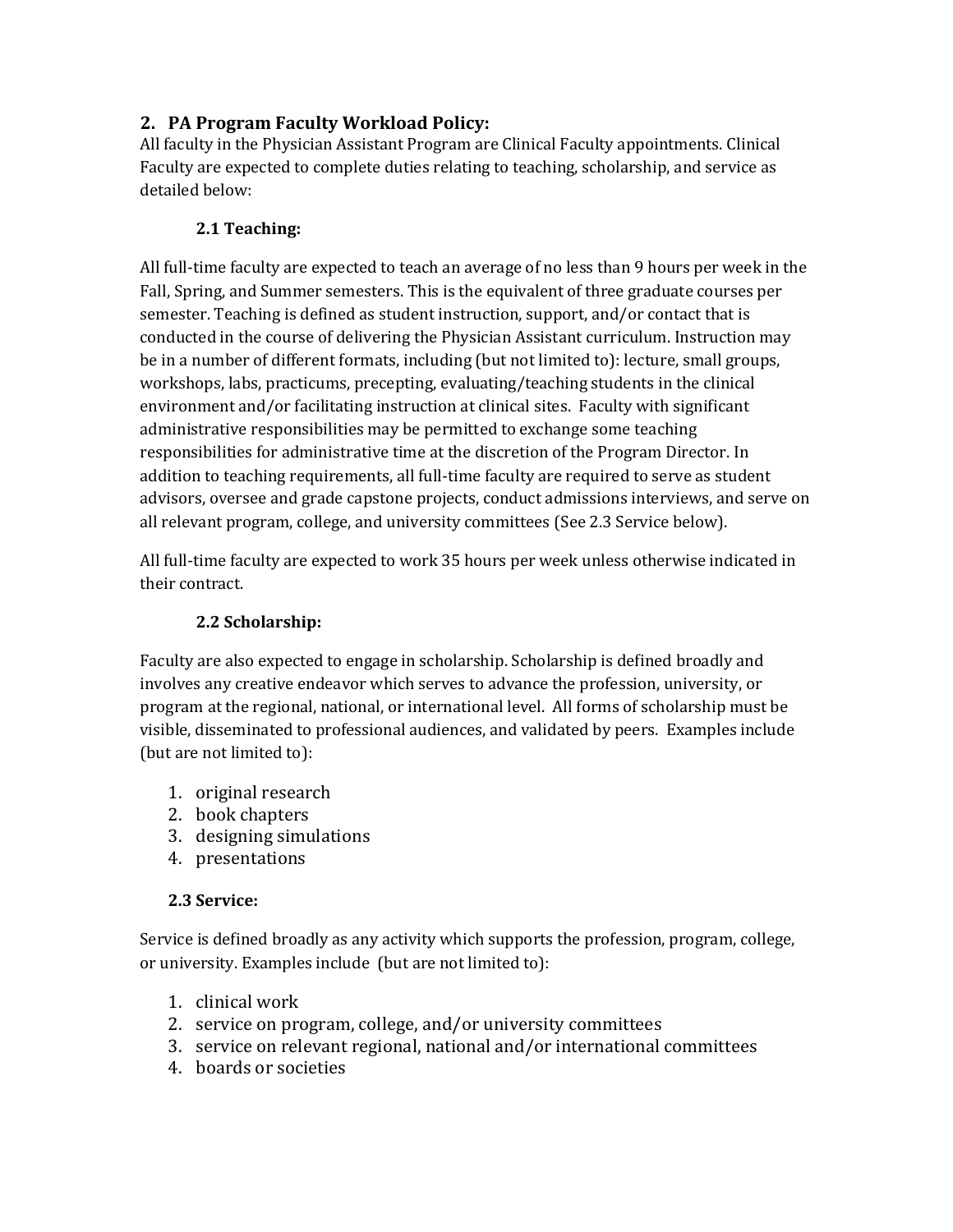## 2. PA Program Faculty Workload Policy:

All faculty in the Physician Assistant Program are Clinical Faculty appointments. Clinical Faculty are expected to complete duties relating to teaching, scholarship, and service as detailed below:

### 2.1 Teaching:

All full-time faculty are expected to teach an average of no less than 9 hours per week in the Fall, Spring, and Summer semesters. This is the equivalent of three graduate courses per semester. Teaching is defined as student instruction, support, and/or contact that is conducted in the course of delivering the Physician Assistant curriculum. Instruction may be in a number of different formats, including (but not limited to): lecture, small groups, workshops, labs, practicums, precepting, evaluating/teaching students in the clinical environment and/or facilitating instruction at clinical sites. Faculty with significant administrative responsibilities may be permitted to exchange some teaching responsibilities for administrative time at the discretion of the Program Director. In addition to teaching requirements, all full-time faculty are required to serve as student advisors, oversee and grade capstone projects, conduct admissions interviews, and serve on all relevant program, college, and university committees (See 2.3 Service below).

All full-time faculty are expected to work 35 hours per week unless otherwise indicated in their contract.

### 2.2 Scholarship:

Faculty are also expected to engage in scholarship. Scholarship is defined broadly and involves any creative endeavor which serves to advance the profession, university, or program at the regional, national, or international level. All forms of scholarship must be visible, disseminated to professional audiences, and validated by peers. Examples include (but are not limited to):

1. original research
2. book chapters
3. designing simulations
4. presentations

### 2.3 Service:

Service is defined broadly as any activity which supports the profession, program, college, or university. Examples include (but are not limited to):

1. clinical work
2. service on program, college, and/or university committees
3. service on relevant regional, national and/or international committees
4. boards or societies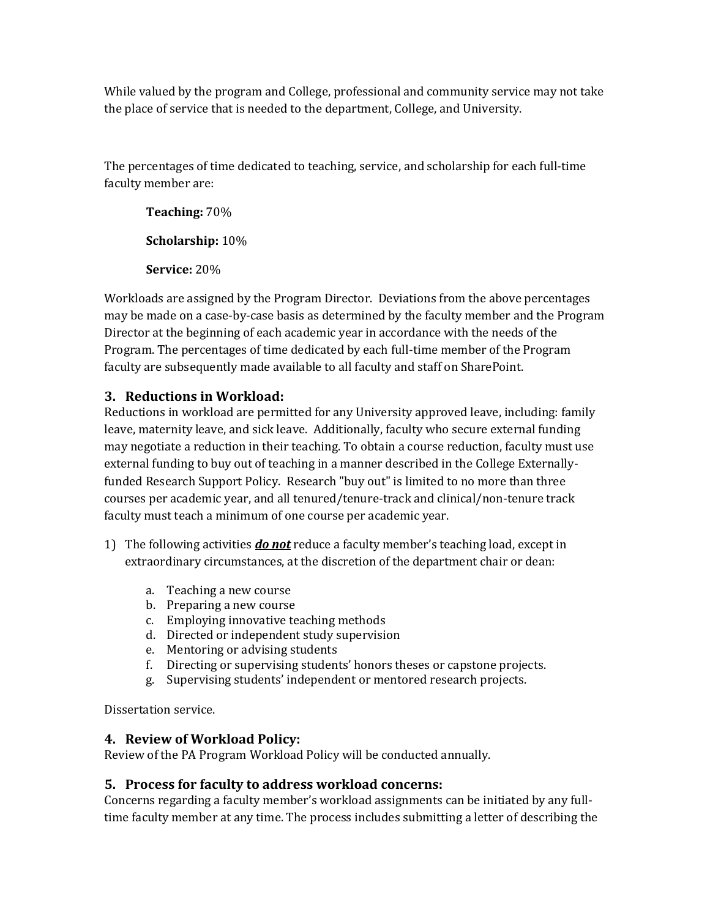While valued by the program and College, professional and community service may not take the place of service that is needed to the department, College, and University.

The percentages of time dedicated to teaching, service, and scholarship for each full-time faculty member are:

**Teaching:** 70%

**Scholarship:** 10%

**Service:** 20%

Workloads are assigned by the Program Director. Deviations from the above percentages may be made on a case-by-case basis as determined by the faculty member and the Program Director at the beginning of each academic year in accordance with the needs of the Program. The percentages of time dedicated by each full-time member of the Program faculty are subsequently made available to all faculty and staff on SharePoint.

### 3. Reductions in Workload:

Reductions in workload are permitted for any University approved leave, including: family leave, maternity leave, and sick leave. Additionally, faculty who secure external funding may negotiate a reduction in their teaching. To obtain a course reduction, faculty must use external funding to buy out of teaching in a manner described in the College Externally-funded Research Support Policy. Research "buy out" is limited to no more than three courses per academic year, and all tenured/tenure-track and clinical/non-tenure track faculty must teach a minimum of one course per academic year.

1) The following activities ***do not*** reduce a faculty member's teaching load, except in extraordinary circumstances, at the discretion of the department chair or dean:

    a. Teaching a new course
    b. Preparing a new course
    c. Employing innovative teaching methods
    d. Directed or independent study supervision
    e. Mentoring or advising students
    f. Directing or supervising students' honors theses or capstone projects.
    g. Supervising students' independent or mentored research projects.

Dissertation service.

### 4. Review of Workload Policy:

Review of the PA Program Workload Policy will be conducted annually.

### 5. Process for faculty to address workload concerns:

Concerns regarding a faculty member's workload assignments can be initiated by any full-time faculty member at any time. The process includes submitting a letter of describing the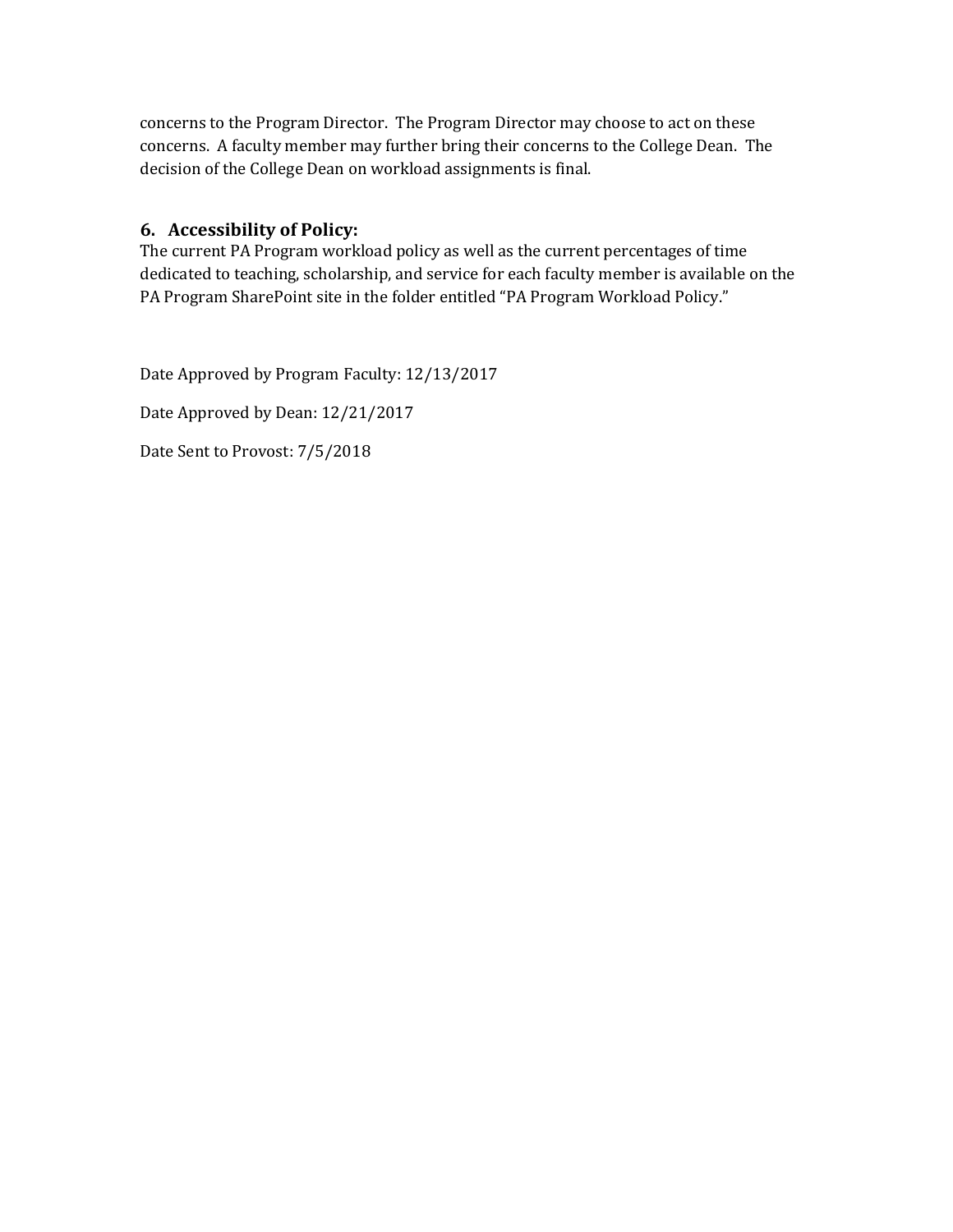concerns to the Program Director. The Program Director may choose to act on these concerns. A faculty member may further bring their concerns to the College Dean. The decision of the College Dean on workload assignments is final.

## 6. Accessibility of Policy:

The current PA Program workload policy as well as the current percentages of time dedicated to teaching, scholarship, and service for each faculty member is available on the PA Program SharePoint site in the folder entitled "PA Program Workload Policy."

Date Approved by Program Faculty: 12/13/2017

Date Approved by Dean: 12/21/2017

Date Sent to Provost: 7/5/2018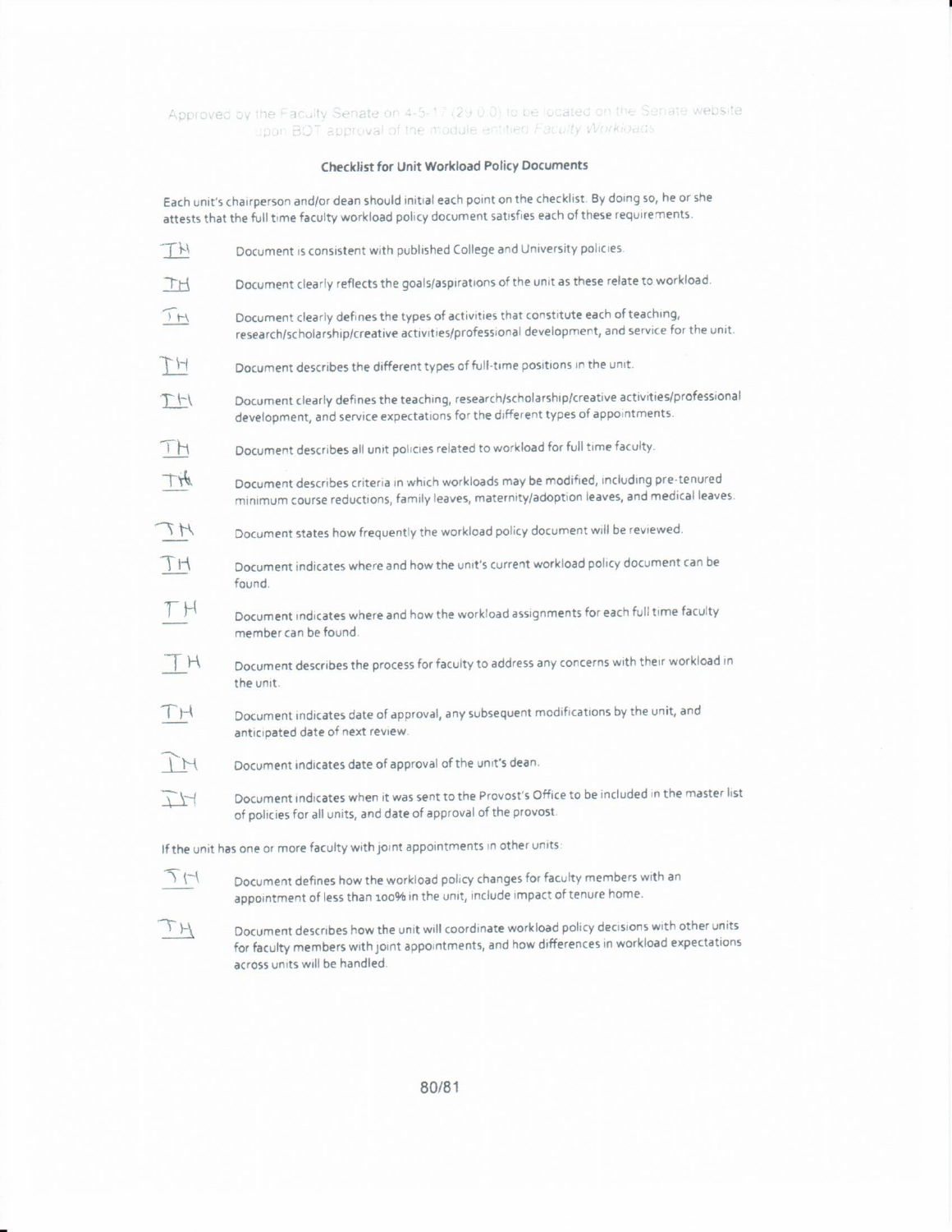Approved by the Faculty Senate on 4-5-17 (29 0 0) to be located on the Senate website upon BOT approval of the module entitled *Faculty Workloads*

### Checklist for Unit Workload Policy Documents

Each unit's chairperson and/or dean should initial each point on the checklist. By doing so, he or she attests that the full time faculty workload policy document satisfies each of these requirements.

- TH — Document is consistent with published College and University policies.
- TH — Document clearly reflects the goals/aspirations of the unit as these relate to workload.
- TH — Document clearly defines the types of activities that constitute each of teaching, research/scholarship/creative activities/professional development, and service for the unit.
- TH — Document describes the different types of full-time positions in the unit.
- TH — Document clearly defines the teaching, research/scholarship/creative activities/professional development, and service expectations for the different types of appointments.
- TH — Document describes all unit policies related to workload for full time faculty.
- TH — Document describes criteria in which workloads may be modified, including pre-tenured minimum course reductions, family leaves, maternity/adoption leaves, and medical leaves.
- TH — Document states how frequently the workload policy document will be reviewed.
- TH — Document indicates where and how the unit's current workload policy document can be found.
- TH — Document indicates where and how the workload assignments for each full time faculty member can be found.
- TH — Document describes the process for faculty to address any concerns with their workload in the unit.
- TH — Document indicates date of approval, any subsequent modifications by the unit, and anticipated date of next review.
- TH — Document indicates date of approval of the unit's dean.
- TH — Document indicates when it was sent to the Provost's Office to be included in the master list of policies for all units, and date of approval of the provost.

If the unit has one or more faculty with joint appointments in other units:

- TH — Document defines how the workload policy changes for faculty members with an appointment of less than 100% in the unit, include impact of tenure home.
- TH — Document describes how the unit will coordinate workload policy decisions with other units for faculty members with joint appointments, and how differences in workload expectations across units will be handled.